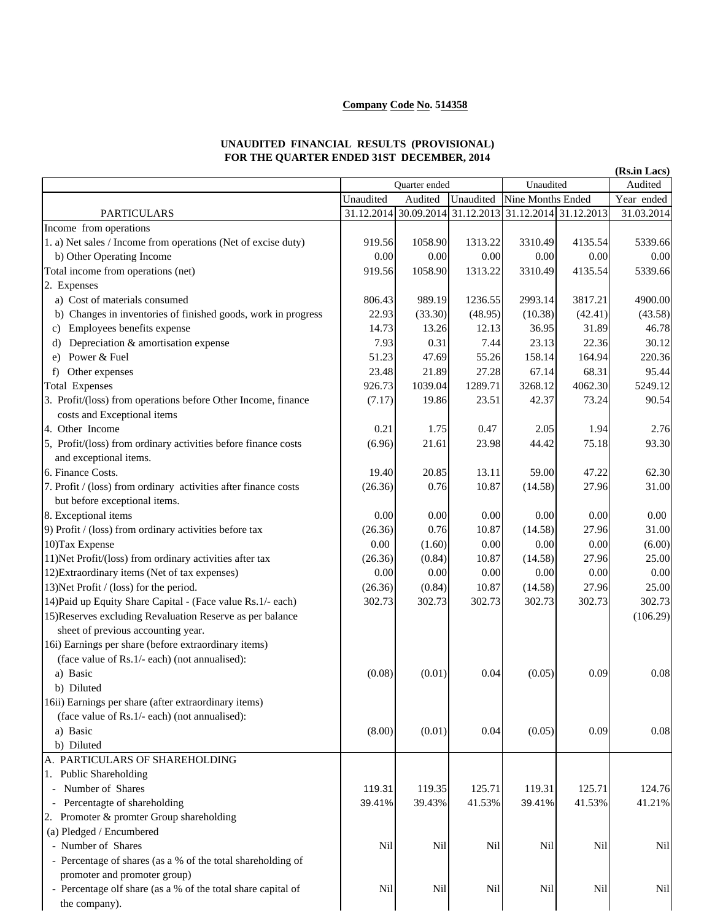**Company Code No. 514358**

**UNAUDITED FINANCIAL RESULTS (PROVISIONAL)**
**FOR THE QUARTER ENDED 31ST DECEMBER, 2014**

**(Rs.in Lacs)**

| | Quarter ended | | | Unaudited | | Audited |
|---|---|---|---|---|---|---|
| | Unaudited | Audited | Unaudited | Nine Months Ended | | Year ended |
| PARTICULARS | 31.12.2014 | 30.09.2014 | 31.12.2013 | 31.12.2014 | 31.12.2013 | 31.03.2014 |
| Income from operations | | | | | | |
| 1. a) Net sales / Income from operations (Net of excise duty) | 919.56 | 1058.90 | 1313.22 | 3310.49 | 4135.54 | 5339.66 |
| b) Other Operating Income | 0.00 | 0.00 | 0.00 | 0.00 | 0.00 | 0.00 |
| Total income from operations (net) | 919.56 | 1058.90 | 1313.22 | 3310.49 | 4135.54 | 5339.66 |
| 2. Expenses | | | | | | |
| a) Cost of materials consumed | 806.43 | 989.19 | 1236.55 | 2993.14 | 3817.21 | 4900.00 |
| b) Changes in inventories of finished goods, work in progress | 22.93 | (33.30) | (48.95) | (10.38) | (42.41) | (43.58) |
| c) Employees benefits expense | 14.73 | 13.26 | 12.13 | 36.95 | 31.89 | 46.78 |
| d) Depreciation & amortisation expense | 7.93 | 0.31 | 7.44 | 23.13 | 22.36 | 30.12 |
| e) Power & Fuel | 51.23 | 47.69 | 55.26 | 158.14 | 164.94 | 220.36 |
| f) Other expenses | 23.48 | 21.89 | 27.28 | 67.14 | 68.31 | 95.44 |
| Total Expenses | 926.73 | 1039.04 | 1289.71 | 3268.12 | 4062.30 | 5249.12 |
| 3. Profit/(loss) from operations before Other Income, finance costs and Exceptional items | (7.17) | 19.86 | 23.51 | 42.37 | 73.24 | 90.54 |
| 4. Other Income | 0.21 | 1.75 | 0.47 | 2.05 | 1.94 | 2.76 |
| 5, Profit/(loss) from ordinary activities before finance costs and exceptional items. | (6.96) | 21.61 | 23.98 | 44.42 | 75.18 | 93.30 |
| 6. Finance Costs. | 19.40 | 20.85 | 13.11 | 59.00 | 47.22 | 62.30 |
| 7. Profit / (loss) from ordinary activities after finance costs but before exceptional items. | (26.36) | 0.76 | 10.87 | (14.58) | 27.96 | 31.00 |
| 8. Exceptional items | 0.00 | 0.00 | 0.00 | 0.00 | 0.00 | 0.00 |
| 9) Profit / (loss) from ordinary activities before tax | (26.36) | 0.76 | 10.87 | (14.58) | 27.96 | 31.00 |
| 10)Tax Expense | 0.00 | (1.60) | 0.00 | 0.00 | 0.00 | (6.00) |
| 11)Net Profit/(loss) from ordinary activities after tax | (26.36) | (0.84) | 10.87 | (14.58) | 27.96 | 25.00 |
| 12)Extraordinary items (Net of tax expenses) | 0.00 | 0.00 | 0.00 | 0.00 | 0.00 | 0.00 |
| 13)Net Profit / (loss) for the period. | (26.36) | (0.84) | 10.87 | (14.58) | 27.96 | 25.00 |
| 14)Paid up Equity Share Capital - (Face value Rs.1/- each) | 302.73 | 302.73 | 302.73 | 302.73 | 302.73 | 302.73 |
| 15)Reserves excluding Revaluation Reserve as per balance sheet of previous accounting year. | | | | | | (106.29) |
| 16i) Earnings per share (before extraordinary items) (face value of Rs.1/- each) (not annualised): | | | | | | |
| a) Basic | (0.08) | (0.01) | 0.04 | (0.05) | 0.09 | 0.08 |
| b) Diluted | | | | | | |
| 16ii) Earnings per share (after extraordinary items) (face value of Rs.1/- each) (not annualised): | | | | | | |
| a) Basic | (8.00) | (0.01) | 0.04 | (0.05) | 0.09 | 0.08 |
| b) Diluted | | | | | | |
| A. PARTICULARS OF SHAREHOLDING | | | | | | |
| 1. Public Shareholding | | | | | | |
| - Number of Shares | 119.31 | 119.35 | 125.71 | 119.31 | 125.71 | 124.76 |
| - Percentagte of shareholding | 39.41% | 39.43% | 41.53% | 39.41% | 41.53% | 41.21% |
| 2. Promoter & promter Group shareholding | | | | | | |
| (a) Pledged / Encumbered | | | | | | |
| - Number of Shares | Nil | Nil | Nil | Nil | Nil | Nil |
| - Percentage of shares (as a % of the total shareholding of promoter and promoter group) | | | | | | |
| - Percentage olf share (as a % of the total share capital of the company). | Nil | Nil | Nil | Nil | Nil | Nil |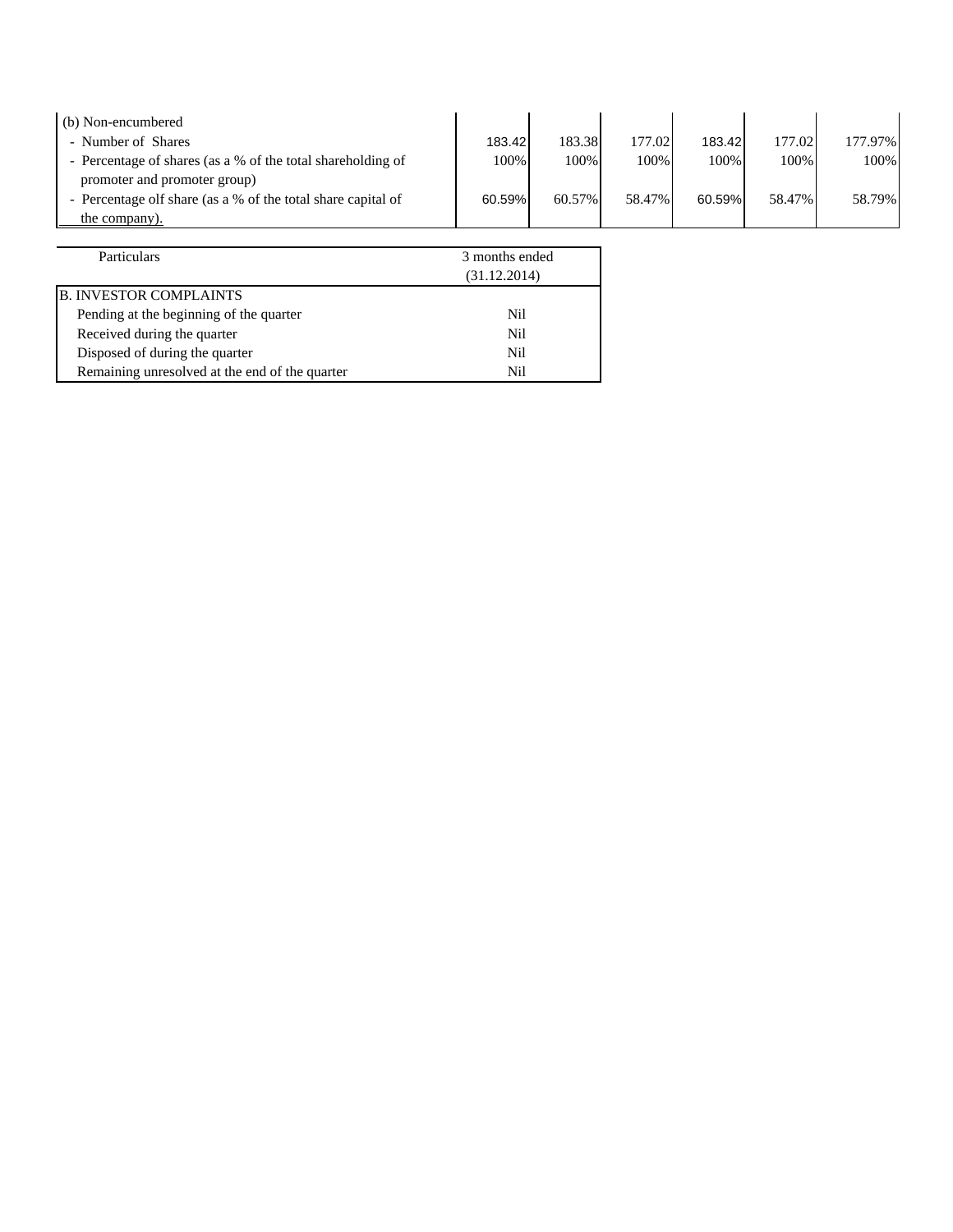| (b) Non-encumbered | | | | | | |
|---|---|---|---|---|---|---|
| - Number of Shares | 183.42 | 183.38 | 177.02 | 183.42 | 177.02 | 177.97% |
| - Percentage of shares (as a % of the total shareholding of promoter and promoter group) | 100% | 100% | 100% | 100% | 100% | 100% |
| - Percentage olf share (as a % of the total share capital of the company). | 60.59% | 60.57% | 58.47% | 60.59% | 58.47% | 58.79% |

| Particulars | 3 months ended (31.12.2014) |
|---|---|
| B. INVESTOR COMPLAINTS | |
| Pending at the beginning of the quarter | Nil |
| Received during the quarter | Nil |
| Disposed of during the quarter | Nil |
| Remaining unresolved at the end of the quarter | Nil |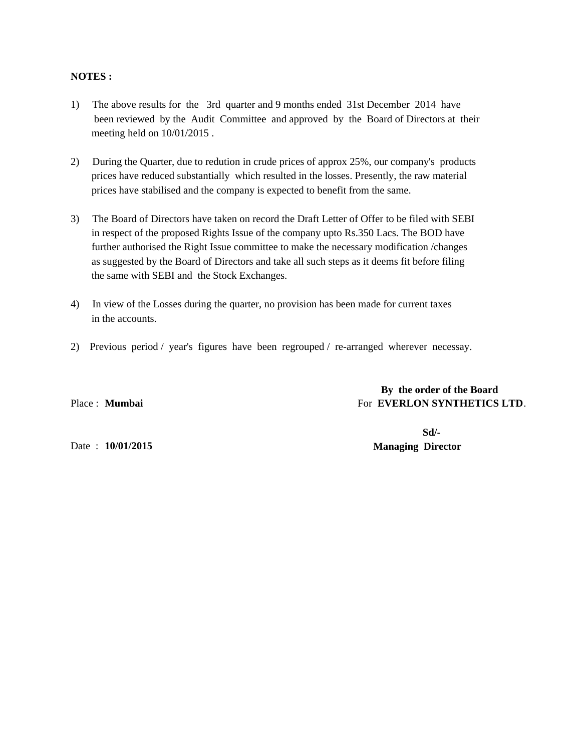**NOTES :**

1) The above results for the 3rd quarter and 9 months ended 31st December 2014 have been reviewed by the Audit Committee and approved by the Board of Directors at their meeting held on 10/01/2015 .

2) During the Quarter, due to redution in crude prices of approx 25%, our company's products prices have reduced substantially which resulted in the losses. Presently, the raw material prices have stabilised and the company is expected to benefit from the same.

3) The Board of Directors have taken on record the Draft Letter of Offer to be filed with SEBI in respect of the proposed Rights Issue of the company upto Rs.350 Lacs. The BOD have further authorised the Right Issue committee to make the necessary modification /changes as suggested by the Board of Directors and take all such steps as it deems fit before filing the same with SEBI and the Stock Exchanges.

4) In view of the Losses during the quarter, no provision has been made for current taxes in the accounts.

2) Previous period / year's figures have been regrouped / re-arranged wherever necessary.

**By the order of the Board**

Place : **Mumbai** For **EVERLON SYNTHETICS LTD**.

**Sd/-**

Date : **10/01/2015** **Managing Director**